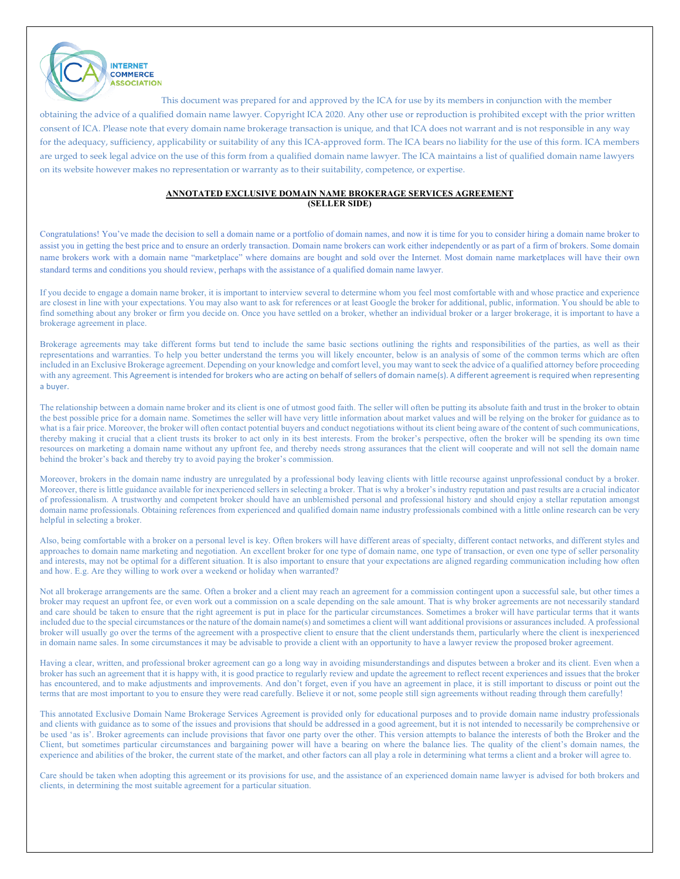INTERNET COMMERCE ASSOCIATION

This document was prepared for and approved by the ICA for use by its members in conjunction with the member obtaining the advice of a qualified domain name lawyer. Copyright ICA 2020. Any other use or reproduction is prohibited except with the prior written consent of ICA. Please note that every domain name brokerage transaction is unique, and that ICA does not warrant and is not responsible in any way for the adequacy, sufficiency, applicability or suitability of any this ICA-approved form. The ICA bears no liability for the use of this form. ICA members are urged to seek legal advice on the use of this form from a qualified domain name lawyer. The ICA maintains a list of qualified domain name lawyers on its website however makes no representation or warranty as to their suitability, competence, or expertise.

# ANNOTATED EXCLUSIVE DOMAIN NAME BROKERAGE SERVICES AGREEMENT
## (SELLER SIDE)

Congratulations! You've made the decision to sell a domain name or a portfolio of domain names, and now it is time for you to consider hiring a domain name broker to assist you in getting the best price and to ensure an orderly transaction. Domain name brokers can work either independently or as part of a firm of brokers. Some domain name brokers work with a domain name "marketplace" where domains are bought and sold over the Internet. Most domain name marketplaces will have their own standard terms and conditions you should review, perhaps with the assistance of a qualified domain name lawyer.

If you decide to engage a domain name broker, it is important to interview several to determine whom you feel most comfortable with and whose practice and experience are closest in line with your expectations. You may also want to ask for references or at least Google the broker for additional, public, information. You should be able to find something about any broker or firm you decide on. Once you have settled on a broker, whether an individual broker or a larger brokerage, it is important to have a brokerage agreement in place.

Brokerage agreements may take different forms but tend to include the same basic sections outlining the rights and responsibilities of the parties, as well as their representations and warranties. To help you better understand the terms you will likely encounter, below is an analysis of some of the common terms which are often included in an Exclusive Brokerage agreement. Depending on your knowledge and comfort level, you may want to seek the advice of a qualified attorney before proceeding with any agreement. This Agreement is intended for brokers who are acting on behalf of sellers of domain name(s). A different agreement is required when representing a buyer.

The relationship between a domain name broker and its client is one of utmost good faith. The seller will often be putting its absolute faith and trust in the broker to obtain the best possible price for a domain name. Sometimes the seller will have very little information about market values and will be relying on the broker for guidance as to what is a fair price. Moreover, the broker will often contact potential buyers and conduct negotiations without its client being aware of the content of such communications, thereby making it crucial that a client trusts its broker to act only in its best interests. From the broker's perspective, often the broker will be spending its own time resources on marketing a domain name without any upfront fee, and thereby needs strong assurances that the client will cooperate and will not sell the domain name behind the broker's back and thereby try to avoid paying the broker's commission.

Moreover, brokers in the domain name industry are unregulated by a professional body leaving clients with little recourse against unprofessional conduct by a broker. Moreover, there is little guidance available for inexperienced sellers in selecting a broker. That is why a broker's industry reputation and past results are a crucial indicator of professionalism. A trustworthy and competent broker should have an unblemished personal and professional history and should enjoy a stellar reputation amongst domain name professionals. Obtaining references from experienced and qualified domain name industry professionals combined with a little online research can be very helpful in selecting a broker.

Also, being comfortable with a broker on a personal level is key. Often brokers will have different areas of specialty, different contact networks, and different styles and approaches to domain name marketing and negotiation. An excellent broker for one type of domain name, one type of transaction, or even one type of seller personality and interests, may not be optimal for a different situation. It is also important to ensure that your expectations are aligned regarding communication including how often and how. E.g. Are they willing to work over a weekend or holiday when warranted?

Not all brokerage arrangements are the same. Often a broker and a client may reach an agreement for a commission contingent upon a successful sale, but other times a broker may request an upfront fee, or even work out a commission on a scale depending on the sale amount. That is why broker agreements are not necessarily standard and care should be taken to ensure that the right agreement is put in place for the particular circumstances. Sometimes a broker will have particular terms that it wants included due to the special circumstances or the nature of the domain name(s) and sometimes a client will want additional provisions or assurances included. A professional broker will usually go over the terms of the agreement with a prospective client to ensure that the client understands them, particularly where the client is inexperienced in domain name sales. In some circumstances it may be advisable to provide a client with an opportunity to have a lawyer review the proposed broker agreement.

Having a clear, written, and professional broker agreement can go a long way in avoiding misunderstandings and disputes between a broker and its client. Even when a broker has such an agreement that it is happy with, it is good practice to regularly review and update the agreement to reflect recent experiences and issues that the broker has encountered, and to make adjustments and improvements. And don't forget, even if you have an agreement in place, it is still important to discuss or point out the terms that are most important to you to ensure they were read carefully. Believe it or not, some people still sign agreements without reading through them carefully!

This annotated Exclusive Domain Name Brokerage Services Agreement is provided only for educational purposes and to provide domain name industry professionals and clients with guidance as to some of the issues and provisions that should be addressed in a good agreement, but it is not intended to necessarily be comprehensive or be used 'as is'. Broker agreements can include provisions that favor one party over the other. This version attempts to balance the interests of both the Broker and the Client, but sometimes particular circumstances and bargaining power will have a bearing on where the balance lies. The quality of the client's domain names, the experience and abilities of the broker, the current state of the market, and other factors can all play a role in determining what terms a client and a broker will agree to.

Care should be taken when adopting this agreement or its provisions for use, and the assistance of an experienced domain name lawyer is advised for both brokers and clients, in determining the most suitable agreement for a particular situation.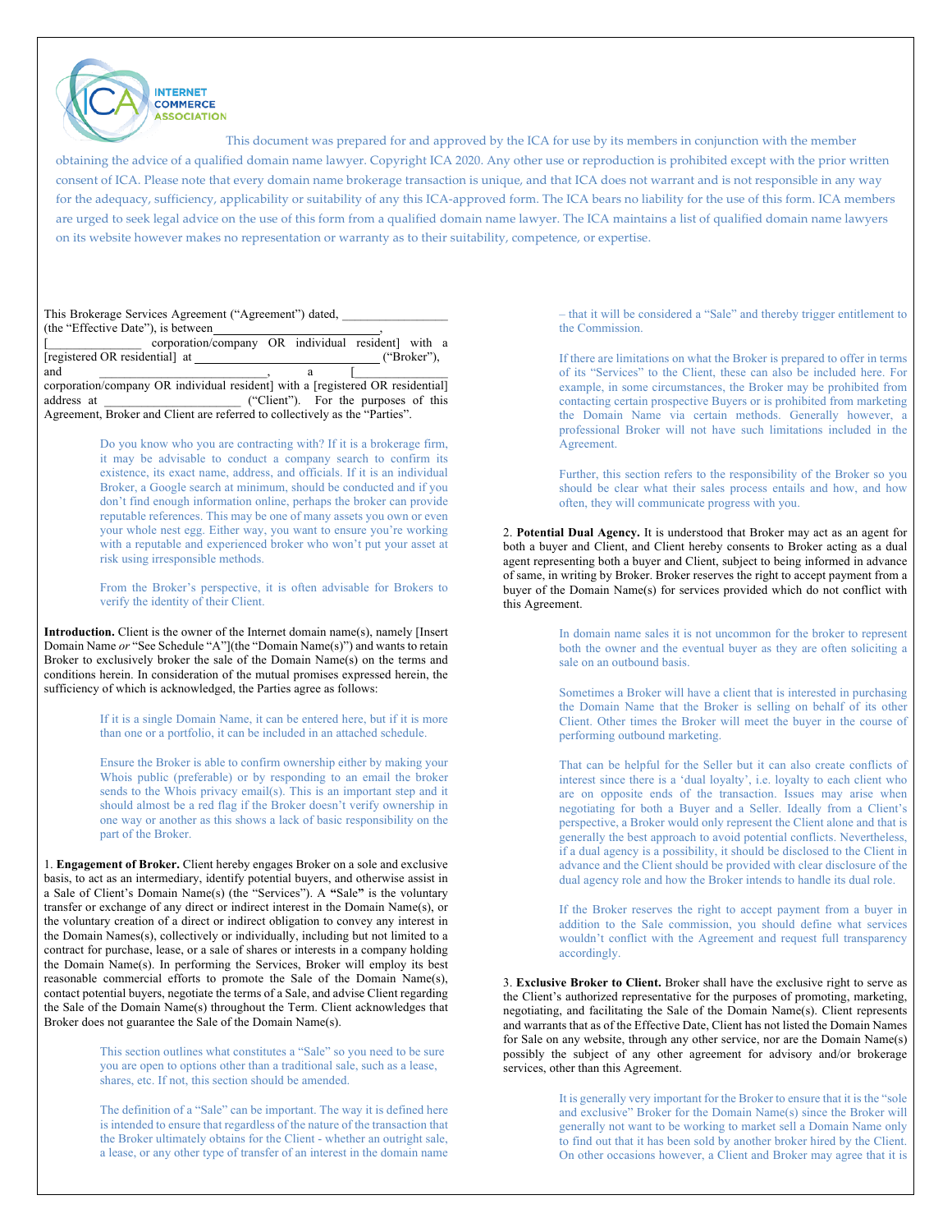This document was prepared for and approved by the ICA for use by its members in conjunction with the member obtaining the advice of a qualified domain name lawyer. Copyright ICA 2020. Any other use or reproduction is prohibited except with the prior written consent of ICA. Please note that every domain name brokerage transaction is unique, and that ICA does not warrant and is not responsible in any way for the adequacy, sufficiency, applicability or suitability of any this ICA-approved form. The ICA bears no liability for the use of this form. ICA members are urged to seek legal advice on the use of this form from a qualified domain name lawyer. The ICA maintains a list of qualified domain name lawyers on its website however makes no representation or warranty as to their suitability, competence, or expertise.

This Brokerage Services Agreement ("Agreement") dated, ________________ (the "Effective Date"), is between__________________________, [_______________ corporation/company OR individual resident] with a [registered OR residential] at _____________________________ ("Broker"), and ___________________________, a [_______________ corporation/company OR individual resident] with a [registered OR residential] address at ______________________ ("Client"). For the purposes of this Agreement, Broker and Client are referred to collectively as the "Parties".

> Do you know who you are contracting with? If it is a brokerage firm, it may be advisable to conduct a company search to confirm its existence, its exact name, address, and officials. If it is an individual Broker, a Google search at minimum, should be conducted and if you don't find enough information online, perhaps the broker can provide reputable references. This may be one of many assets you own or even your whole nest egg. Either way, you want to ensure you're working with a reputable and experienced broker who won't put your asset at risk using irresponsible methods.
>
> From the Broker's perspective, it is often advisable for Brokers to verify the identity of their Client.

**Introduction.** Client is the owner of the Internet domain name(s), namely [Insert Domain Name *or* "See Schedule "A"](the "Domain Name(s)") and wants to retain Broker to exclusively broker the sale of the Domain Name(s) on the terms and conditions herein. In consideration of the mutual promises expressed herein, the sufficiency of which is acknowledged, the Parties agree as follows:

> If it is a single Domain Name, it can be entered here, but if it is more than one or a portfolio, it can be included in an attached schedule.
>
> Ensure the Broker is able to confirm ownership either by making your Whois public (preferable) or by responding to an email the broker sends to the Whois privacy email(s). This is an important step and it should almost be a red flag if the Broker doesn't verify ownership in one way or another as this shows a lack of basic responsibility on the part of the Broker.

1. **Engagement of Broker.** Client hereby engages Broker on a sole and exclusive basis, to act as an intermediary, identify potential buyers, and otherwise assist in a Sale of Client's Domain Name(s) (the "Services"). A **"Sale"** is the voluntary transfer or exchange of any direct or indirect interest in the Domain Name(s), or the voluntary creation of a direct or indirect obligation to convey any interest in the Domain Names(s), collectively or individually, including but not limited to a contract for purchase, lease, or a sale of shares or interests in a company holding the Domain Name(s). In performing the Services, Broker will employ its best reasonable commercial efforts to promote the Sale of the Domain Name(s), contact potential buyers, negotiate the terms of a Sale, and advise Client regarding the Sale of the Domain Name(s) throughout the Term. Client acknowledges that Broker does not guarantee the Sale of the Domain Name(s).

> This section outlines what constitutes a "Sale" so you need to be sure you are open to options other than a traditional sale, such as a lease, shares, etc. If not, this section should be amended.
>
> The definition of a "Sale" can be important. The way it is defined here is intended to ensure that regardless of the nature of the transaction that the Broker ultimately obtains for the Client - whether an outright sale, a lease, or any other type of transfer of an interest in the domain name – that it will be considered a "Sale" and thereby trigger entitlement to the Commission.
>
> If there are limitations on what the Broker is prepared to offer in terms of its "Services" to the Client, these can also be included here. For example, in some circumstances, the Broker may be prohibited from contacting certain prospective Buyers or is prohibited from marketing the Domain Name via certain methods. Generally however, a professional Broker will not have such limitations included in the Agreement.
>
> Further, this section refers to the responsibility of the Broker so you should be clear what their sales process entails and how, and how often, they will communicate progress with you.

2. **Potential Dual Agency.** It is understood that Broker may act as an agent for both a buyer and Client, and Client hereby consents to Broker acting as a dual agent representing both a buyer and Client, subject to being informed in advance of same, in writing by Broker. Broker reserves the right to accept payment from a buyer of the Domain Name(s) for services provided which do not conflict with this Agreement.

> In domain name sales it is not uncommon for the broker to represent both the owner and the eventual buyer as they are often soliciting a sale on an outbound basis.
>
> Sometimes a Broker will have a client that is interested in purchasing the Domain Name that the Broker is selling on behalf of its other Client. Other times the Broker will meet the buyer in the course of performing outbound marketing.
>
> That can be helpful for the Seller but it can also create conflicts of interest since there is a 'dual loyalty', i.e. loyalty to each client who are on opposite ends of the transaction. Issues may arise when negotiating for both a Buyer and a Seller. Ideally from a Client's perspective, a Broker would only represent the Client alone and that is generally the best approach to avoid potential conflicts. Nevertheless, if a dual agency is a possibility, it should be disclosed to the Client in advance and the Client should be provided with clear disclosure of the dual agency role and how the Broker intends to handle its dual role.
>
> If the Broker reserves the right to accept payment from a buyer in addition to the Sale commission, you should define what services wouldn't conflict with the Agreement and request full transparency accordingly.

3. **Exclusive Broker to Client.** Broker shall have the exclusive right to serve as the Client's authorized representative for the purposes of promoting, marketing, negotiating, and facilitating the Sale of the Domain Name(s). Client represents and warrants that as of the Effective Date, Client has not listed the Domain Names for Sale on any website, through any other service, nor are the Domain Name(s) possibly the subject of any other agreement for advisory and/or brokerage services, other than this Agreement.

> It is generally very important for the Broker to ensure that it is the "sole and exclusive" Broker for the Domain Name(s) since the Broker will generally not want to be working to market sell a Domain Name only to find out that it has been sold by another broker hired by the Client. On other occasions however, a Client and Broker may agree that it is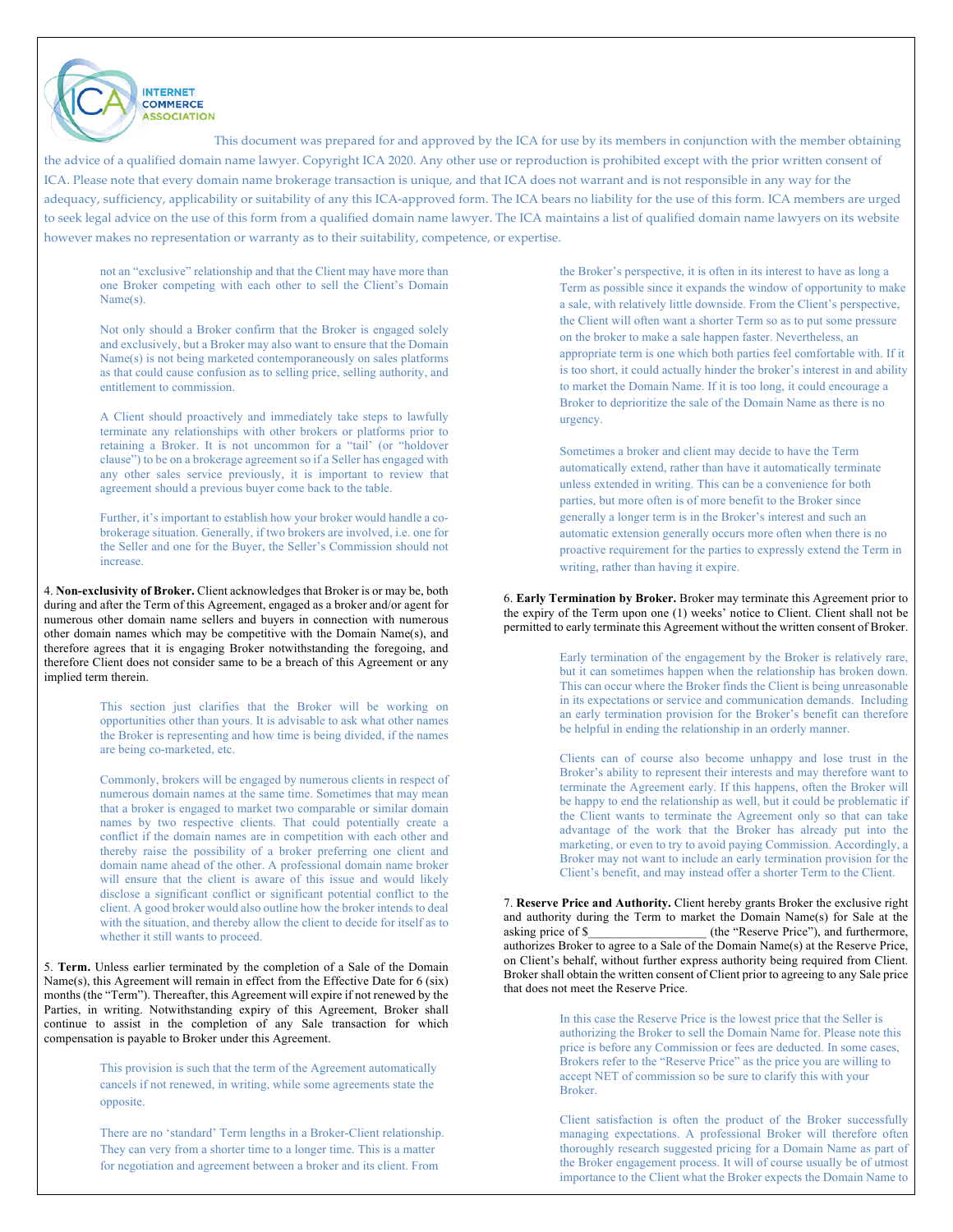This document was prepared for and approved by the ICA for use by its members in conjunction with the member obtaining the advice of a qualified domain name lawyer. Copyright ICA 2020. Any other use or reproduction is prohibited except with the prior written consent of ICA. Please note that every domain name brokerage transaction is unique, and that ICA does not warrant and is not responsible in any way for the adequacy, sufficiency, applicability or suitability of any this ICA-approved form. The ICA bears no liability for the use of this form. ICA members are urged to seek legal advice on the use of this form from a qualified domain name lawyer. The ICA maintains a list of qualified domain name lawyers on its website however makes no representation or warranty as to their suitability, competence, or expertise.

> not an "exclusive" relationship and that the Client may have more than one Broker competing with each other to sell the Client's Domain Name(s).
>
> Not only should a Broker confirm that the Broker is engaged solely and exclusively, but a Broker may also want to ensure that the Domain Name(s) is not being marketed contemporaneously on sales platforms as that could cause confusion as to selling price, selling authority, and entitlement to commission.
>
> A Client should proactively and immediately take steps to lawfully terminate any relationships with other brokers or platforms prior to retaining a Broker. It is not uncommon for a "tail' (or "holdover clause") to be on a brokerage agreement so if a Seller has engaged with any other sales service previously, it is important to review that agreement should a previous buyer come back to the table.
>
> Further, it's important to establish how your broker would handle a co-brokerage situation. Generally, if two brokers are involved, i.e. one for the Seller and one for the Buyer, the Seller's Commission should not increase.

4. **Non-exclusivity of Broker.** Client acknowledges that Broker is or may be, both during and after the Term of this Agreement, engaged as a broker and/or agent for numerous other domain name sellers and buyers in connection with numerous other domain names which may be competitive with the Domain Name(s), and therefore agrees that it is engaging Broker notwithstanding the foregoing, and therefore Client does not consider same to be a breach of this Agreement or any implied term therein.

> This section just clarifies that the Broker will be working on opportunities other than yours. It is advisable to ask what other names the Broker is representing and how time is being divided, if the names are being co-marketed, etc.
>
> Commonly, brokers will be engaged by numerous clients in respect of numerous domain names at the same time. Sometimes that may mean that a broker is engaged to market two comparable or similar domain names by two respective clients. That could potentially create a conflict if the domain names are in competition with each other and thereby raise the possibility of a broker preferring one client and domain name ahead of the other. A professional domain name broker will ensure that the client is aware of this issue and would likely disclose a significant conflict or significant potential conflict to the client. A good broker would also outline how the broker intends to deal with the situation, and thereby allow the client to decide for itself as to whether it still wants to proceed.

5. **Term.** Unless earlier terminated by the completion of a Sale of the Domain Name(s), this Agreement will remain in effect from the Effective Date for 6 (six) months (the "Term"). Thereafter, this Agreement will expire if not renewed by the Parties, in writing. Notwithstanding expiry of this Agreement, Broker shall continue to assist in the completion of any Sale transaction for which compensation is payable to Broker under this Agreement.

> This provision is such that the term of the Agreement automatically cancels if not renewed, in writing, while some agreements state the opposite.
>
> There are no 'standard' Term lengths in a Broker-Client relationship. They can very from a shorter time to a longer time. This is a matter for negotiation and agreement between a broker and its client. From the Broker's perspective, it is often in its interest to have as long a Term as possible since it expands the window of opportunity to make a sale, with relatively little downside. From the Client's perspective, the Client will often want a shorter Term so as to put some pressure on the broker to make a sale happen faster. Nevertheless, an appropriate term is one which both parties feel comfortable with. If it is too short, it could actually hinder the broker's interest in and ability to market the Domain Name. If it is too long, it could encourage a Broker to deprioritize the sale of the Domain Name as there is no urgency.
>
> Sometimes a broker and client may decide to have the Term automatically extend, rather than have it automatically terminate unless extended in writing. This can be a convenience for both parties, but more often is of more benefit to the Broker since generally a longer term is in the Broker's interest and such an automatic extension generally occurs more often when there is no proactive requirement for the parties to expressly extend the Term in writing, rather than having it expire.

6. **Early Termination by Broker.** Broker may terminate this Agreement prior to the expiry of the Term upon one (1) weeks' notice to Client. Client shall not be permitted to early terminate this Agreement without the written consent of Broker.

> Early termination of the engagement by the Broker is relatively rare, but it can sometimes happen when the relationship has broken down. This can occur where the Broker finds the Client is being unreasonable in its expectations or service and communication demands. Including an early termination provision for the Broker's benefit can therefore be helpful in ending the relationship in an orderly manner.
>
> Clients can of course also become unhappy and lose trust in the Broker's ability to represent their interests and may therefore want to terminate the Agreement early. If this happens, often the Broker will be happy to end the relationship as well, but it could be problematic if the Client wants to terminate the Agreement only so that can take advantage of the work that the Broker has already put into the marketing, or even to try to avoid paying Commission. Accordingly, a Broker may not want to include an early termination provision for the Client's benefit, and may instead offer a shorter Term to the Client.

7. **Reserve Price and Authority.** Client hereby grants Broker the exclusive right and authority during the Term to market the Domain Name(s) for Sale at the asking price of $__________________ (the "Reserve Price"), and furthermore, authorizes Broker to agree to a Sale of the Domain Name(s) at the Reserve Price, on Client's behalf, without further express authority being required from Client. Broker shall obtain the written consent of Client prior to agreeing to any Sale price that does not meet the Reserve Price.

> In this case the Reserve Price is the lowest price that the Seller is authorizing the Broker to sell the Domain Name for. Please note this price is before any Commission or fees are deducted. In some cases, Brokers refer to the "Reserve Price" as the price you are willing to accept NET of commission so be sure to clarify this with your Broker.
>
> Client satisfaction is often the product of the Broker successfully managing expectations. A professional Broker will therefore often thoroughly research suggested pricing for a Domain Name as part of the Broker engagement process. It will of course usually be of utmost importance to the Client what the Broker expects the Domain Name to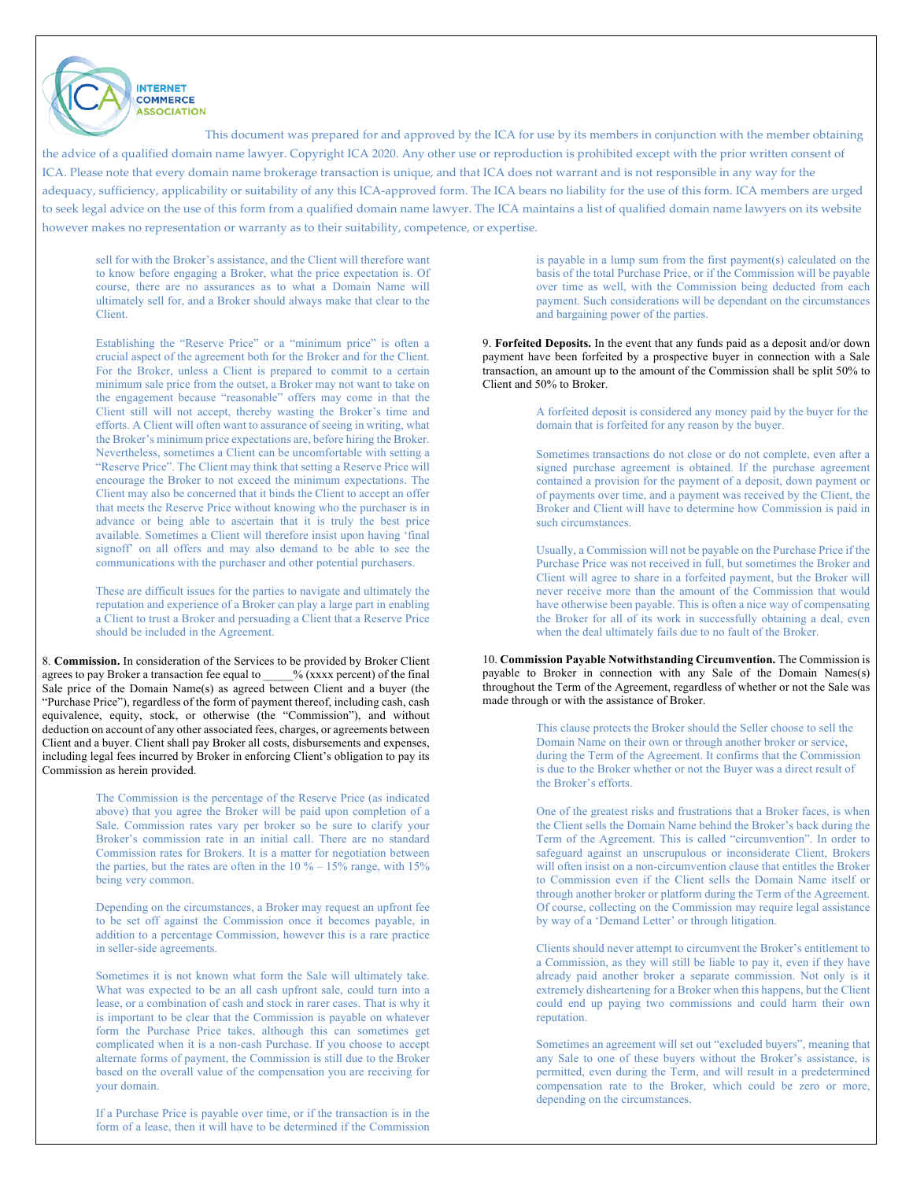This document was prepared for and approved by the ICA for use by its members in conjunction with the member obtaining the advice of a qualified domain name lawyer. Copyright ICA 2020. Any other use or reproduction is prohibited except with the prior written consent of ICA. Please note that every domain name brokerage transaction is unique, and that ICA does not warrant and is not responsible in any way for the adequacy, sufficiency, applicability or suitability of any this ICA-approved form. The ICA bears no liability for the use of this form. ICA members are urged to seek legal advice on the use of this form from a qualified domain name lawyer. The ICA maintains a list of qualified domain name lawyers on its website however makes no representation or warranty as to their suitability, competence, or expertise.

sell for with the Broker's assistance, and the Client will therefore want to know before engaging a Broker, what the price expectation is. Of course, there are no assurances as to what a Domain Name will ultimately sell for, and a Broker should always make that clear to the Client.

Establishing the "Reserve Price" or a "minimum price" is often a crucial aspect of the agreement both for the Broker and for the Client. For the Broker, unless a Client is prepared to commit to a certain minimum sale price from the outset, a Broker may not want to take on the engagement because "reasonable" offers may come in that the Client still will not accept, thereby wasting the Broker's time and efforts. A Client will often want to assurance of seeing in writing, what the Broker's minimum price expectations are, before hiring the Broker. Nevertheless, sometimes a Client can be uncomfortable with setting a "Reserve Price". The Client may think that setting a Reserve Price will encourage the Broker to not exceed the minimum expectations. The Client may also be concerned that it binds the Client to accept an offer that meets the Reserve Price without knowing who the purchaser is in advance or being able to ascertain that it is truly the best price available. Sometimes a Client will therefore insist upon having 'final signoff' on all offers and may also demand to be able to see the communications with the purchaser and other potential purchasers.

These are difficult issues for the parties to navigate and ultimately the reputation and experience of a Broker can play a large part in enabling a Client to trust a Broker and persuading a Client that a Reserve Price should be included in the Agreement.

8. **Commission.** In consideration of the Services to be provided by Broker Client agrees to pay Broker a transaction fee equal to _____% (xxxx percent) of the final Sale price of the Domain Name(s) as agreed between Client and a buyer (the "Purchase Price"), regardless of the form of payment thereof, including cash, cash equivalence, equity, stock, or otherwise (the "Commission"), and without deduction on account of any other associated fees, charges, or agreements between Client and a buyer. Client shall pay Broker all costs, disbursements and expenses, including legal fees incurred by Broker in enforcing Client's obligation to pay its Commission as herein provided.

The Commission is the percentage of the Reserve Price (as indicated above) that you agree the Broker will be paid upon completion of a Sale. Commission rates vary per broker so be sure to clarify your Broker's commission rate in an initial call. There are no standard Commission rates for Brokers. It is a matter for negotiation between the parties, but the rates are often in the 10 % – 15% range, with 15% being very common.

Depending on the circumstances, a Broker may request an upfront fee to be set off against the Commission once it becomes payable, in addition to a percentage Commission, however this is a rare practice in seller-side agreements.

Sometimes it is not known what form the Sale will ultimately take. What was expected to be an all cash upfront sale, could turn into a lease, or a combination of cash and stock in rarer cases. That is why it is important to be clear that the Commission is payable on whatever form the Purchase Price takes, although this can sometimes get complicated when it is a non-cash Purchase. If you choose to accept alternate forms of payment, the Commission is still due to the Broker based on the overall value of the compensation you are receiving for your domain.

If a Purchase Price is payable over time, or if the transaction is in the form of a lease, then it will have to be determined if the Commission is payable in a lump sum from the first payment(s) calculated on the basis of the total Purchase Price, or if the Commission will be payable over time as well, with the Commission being deducted from each payment. Such considerations will be dependant on the circumstances and bargaining power of the parties.

9. **Forfeited Deposits.** In the event that any funds paid as a deposit and/or down payment have been forfeited by a prospective buyer in connection with a Sale transaction, an amount up to the amount of the Commission shall be split 50% to Client and 50% to Broker.

A forfeited deposit is considered any money paid by the buyer for the domain that is forfeited for any reason by the buyer.

Sometimes transactions do not close or do not complete, even after a signed purchase agreement is obtained. If the purchase agreement contained a provision for the payment of a deposit, down payment or of payments over time, and a payment was received by the Client, the Broker and Client will have to determine how Commission is paid in such circumstances.

Usually, a Commission will not be payable on the Purchase Price if the Purchase Price was not received in full, but sometimes the Broker and Client will agree to share in a forfeited payment, but the Broker will never receive more than the amount of the Commission that would have otherwise been payable. This is often a nice way of compensating the Broker for all of its work in successfully obtaining a deal, even when the deal ultimately fails due to no fault of the Broker.

10. **Commission Payable Notwithstanding Circumvention.** The Commission is payable to Broker in connection with any Sale of the Domain Names(s) throughout the Term of the Agreement, regardless of whether or not the Sale was made through or with the assistance of Broker.

This clause protects the Broker should the Seller choose to sell the Domain Name on their own or through another broker or service, during the Term of the Agreement. It confirms that the Commission is due to the Broker whether or not the Buyer was a direct result of the Broker's efforts.

One of the greatest risks and frustrations that a Broker faces, is when the Client sells the Domain Name behind the Broker's back during the Term of the Agreement. This is called "circumvention". In order to safeguard against an unscrupulous or inconsiderate Client, Brokers will often insist on a non-circumvention clause that entitles the Broker to Commission even if the Client sells the Domain Name itself or through another broker or platform during the Term of the Agreement. Of course, collecting on the Commission may require legal assistance by way of a 'Demand Letter' or through litigation.

Clients should never attempt to circumvent the Broker's entitlement to a Commission, as they will still be liable to pay it, even if they have already paid another broker a separate commission. Not only is it extremely disheartening for a Broker when this happens, but the Client could end up paying two commissions and could harm their own reputation.

Sometimes an agreement will set out "excluded buyers", meaning that any Sale to one of these buyers without the Broker's assistance, is permitted, even during the Term, and will result in a predetermined compensation rate to the Broker, which could be zero or more, depending on the circumstances.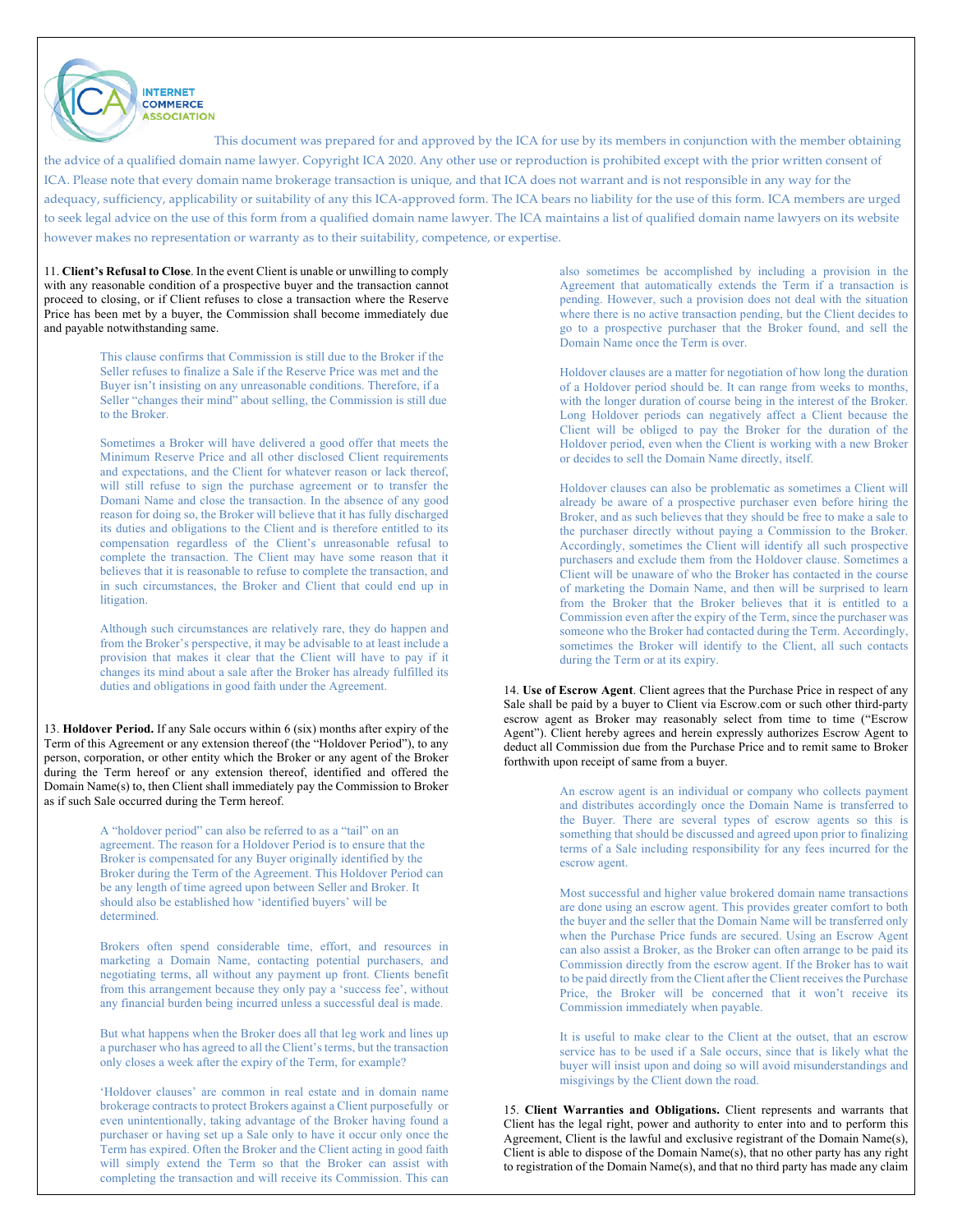This document was prepared for and approved by the ICA for use by its members in conjunction with the member obtaining the advice of a qualified domain name lawyer. Copyright ICA 2020. Any other use or reproduction is prohibited except with the prior written consent of ICA. Please note that every domain name brokerage transaction is unique, and that ICA does not warrant and is not responsible in any way for the adequacy, sufficiency, applicability or suitability of any this ICA-approved form. The ICA bears no liability for the use of this form. ICA members are urged to seek legal advice on the use of this form from a qualified domain name lawyer. The ICA maintains a list of qualified domain name lawyers on its website however makes no representation or warranty as to their suitability, competence, or expertise.

11. **Client's Refusal to Close**. In the event Client is unable or unwilling to comply with any reasonable condition of a prospective buyer and the transaction cannot proceed to closing, or if Client refuses to close a transaction where the Reserve Price has been met by a buyer, the Commission shall become immediately due and payable notwithstanding same.

> This clause confirms that Commission is still due to the Broker if the Seller refuses to finalize a Sale if the Reserve Price was met and the Buyer isn't insisting on any unreasonable conditions. Therefore, if a Seller "changes their mind" about selling, the Commission is still due to the Broker.
>
> Sometimes a Broker will have delivered a good offer that meets the Minimum Reserve Price and all other disclosed Client requirements and expectations, and the Client for whatever reason or lack thereof, will still refuse to sign the purchase agreement or to transfer the Domani Name and close the transaction. In the absence of any good reason for doing so, the Broker will believe that it has fully discharged its duties and obligations to the Client and is therefore entitled to its compensation regardless of the Client's unreasonable refusal to complete the transaction. The Client may have some reason that it believes that it is reasonable to refuse to complete the transaction, and in such circumstances, the Broker and Client that could end up in litigation.
>
> Although such circumstances are relatively rare, they do happen and from the Broker's perspective, it may be advisable to at least include a provision that makes it clear that the Client will have to pay if it changes its mind about a sale after the Broker has already fulfilled its duties and obligations in good faith under the Agreement.

13. **Holdover Period.** If any Sale occurs within 6 (six) months after expiry of the Term of this Agreement or any extension thereof (the "Holdover Period"), to any person, corporation, or other entity which the Broker or any agent of the Broker during the Term hereof or any extension thereof, identified and offered the Domain Name(s) to, then Client shall immediately pay the Commission to Broker as if such Sale occurred during the Term hereof.

> A "holdover period" can also be referred to as a "tail" on an agreement. The reason for a Holdover Period is to ensure that the Broker is compensated for any Buyer originally identified by the Broker during the Term of the Agreement. This Holdover Period can be any length of time agreed upon between Seller and Broker. It should also be established how 'identified buyers' will be determined.
>
> Brokers often spend considerable time, effort, and resources in marketing a Domain Name, contacting potential purchasers, and negotiating terms, all without any payment up front. Clients benefit from this arrangement because they only pay a 'success fee', without any financial burden being incurred unless a successful deal is made.
>
> But what happens when the Broker does all that leg work and lines up a purchaser who has agreed to all the Client's terms, but the transaction only closes a week after the expiry of the Term, for example?
>
> 'Holdover clauses' are common in real estate and in domain name brokerage contracts to protect Brokers against a Client purposefully or even unintentionally, taking advantage of the Broker having found a purchaser or having set up a Sale only to have it occur only once the Term has expired. Often the Broker and the Client acting in good faith will simply extend the Term so that the Broker can assist with completing the transaction and will receive its Commission. This can also sometimes be accomplished by including a provision in the Agreement that automatically extends the Term if a transaction is pending. However, such a provision does not deal with the situation where there is no active transaction pending, but the Client decides to go to a prospective purchaser that the Broker found, and sell the Domain Name once the Term is over.
>
> Holdover clauses are a matter for negotiation of how long the duration of a Holdover period should be. It can range from weeks to months, with the longer duration of course being in the interest of the Broker. Long Holdover periods can negatively affect a Client because the Client will be obliged to pay the Broker for the duration of the Holdover period, even when the Client is working with a new Broker or decides to sell the Domain Name directly, itself.
>
> Holdover clauses can also be problematic as sometimes a Client will already be aware of a prospective purchaser even before hiring the Broker, and as such believes that they should be free to make a sale to the purchaser directly without paying a Commission to the Broker. Accordingly, sometimes the Client will identify all such prospective purchasers and exclude them from the Holdover clause. Sometimes a Client will be unaware of who the Broker has contacted in the course of marketing the Domain Name, and then will be surprised to learn from the Broker that the Broker believes that it is entitled to a Commission even after the expiry of the Term, since the purchaser was someone who the Broker had contacted during the Term. Accordingly, sometimes the Broker will identify to the Client, all such contacts during the Term or at its expiry.

14. **Use of Escrow Agent**. Client agrees that the Purchase Price in respect of any Sale shall be paid by a buyer to Client via Escrow.com or such other third-party escrow agent as Broker may reasonably select from time to time ("Escrow Agent"). Client hereby agrees and herein expressly authorizes Escrow Agent to deduct all Commission due from the Purchase Price and to remit same to Broker forthwith upon receipt of same from a buyer.

> An escrow agent is an individual or company who collects payment and distributes accordingly once the Domain Name is transferred to the Buyer. There are several types of escrow agents so this is something that should be discussed and agreed upon prior to finalizing terms of a Sale including responsibility for any fees incurred for the escrow agent.
>
> Most successful and higher value brokered domain name transactions are done using an escrow agent. This provides greater comfort to both the buyer and the seller that the Domain Name will be transferred only when the Purchase Price funds are secured. Using an Escrow Agent can also assist a Broker, as the Broker can often arrange to be paid its Commission directly from the escrow agent. If the Broker has to wait to be paid directly from the Client after the Client receives the Purchase Price, the Broker will be concerned that it won't receive its Commission immediately when payable.
>
> It is useful to make clear to the Client at the outset, that an escrow service has to be used if a Sale occurs, since that is likely what the buyer will insist upon and doing so will avoid misunderstandings and misgivings by the Client down the road.

15. **Client Warranties and Obligations.** Client represents and warrants that Client has the legal right, power and authority to enter into and to perform this Agreement, Client is the lawful and exclusive registrant of the Domain Name(s), Client is able to dispose of the Domain Name(s), that no other party has any right to registration of the Domain Name(s), and that no third party has made any claim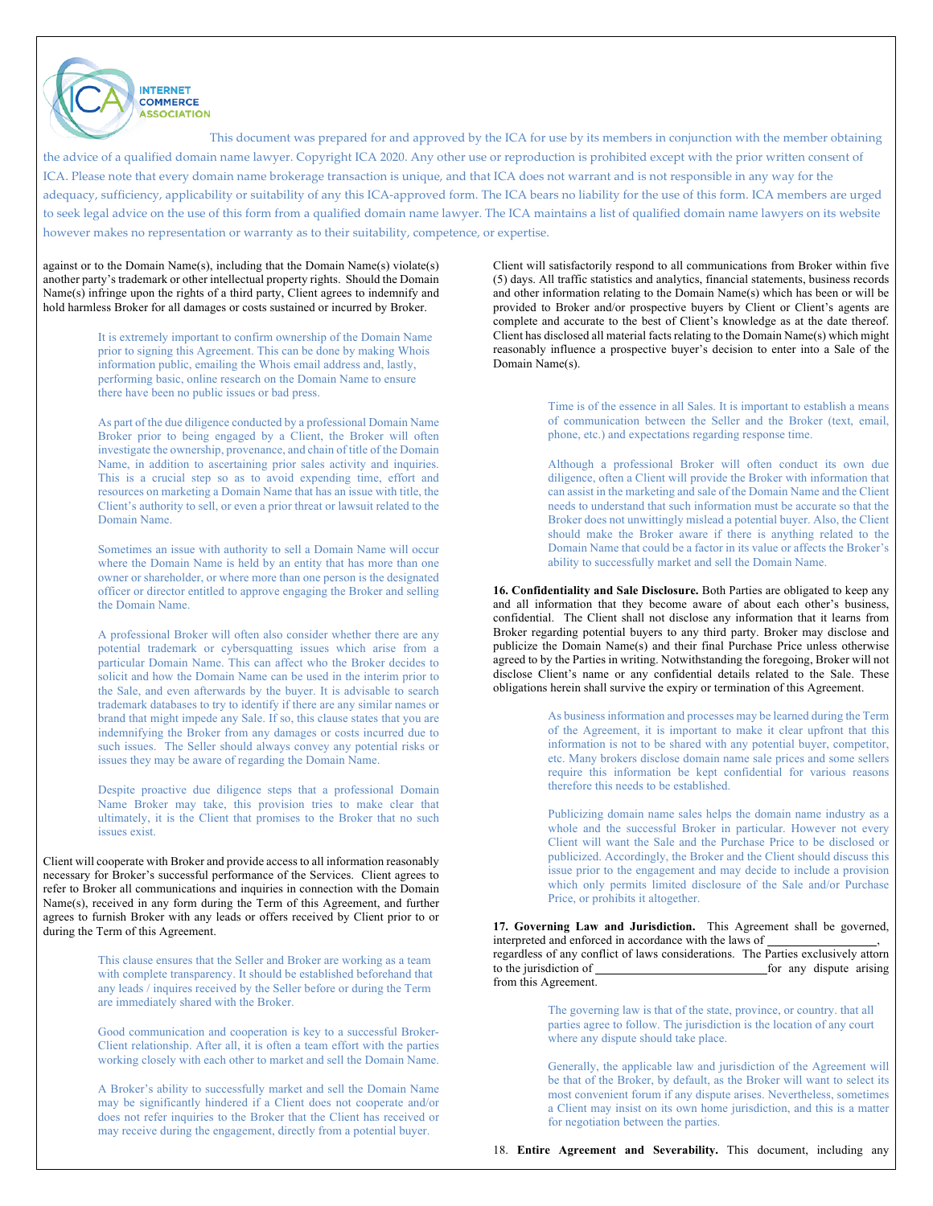This document was prepared for and approved by the ICA for use by its members in conjunction with the member obtaining the advice of a qualified domain name lawyer. Copyright ICA 2020. Any other use or reproduction is prohibited except with the prior written consent of ICA. Please note that every domain name brokerage transaction is unique, and that ICA does not warrant and is not responsible in any way for the adequacy, sufficiency, applicability or suitability of any this ICA-approved form. The ICA bears no liability for the use of this form. ICA members are urged to seek legal advice on the use of this form from a qualified domain name lawyer. The ICA maintains a list of qualified domain name lawyers on its website however makes no representation or warranty as to their suitability, competence, or expertise.

against or to the Domain Name(s), including that the Domain Name(s) violate(s) another party's trademark or other intellectual property rights. Should the Domain Name(s) infringe upon the rights of a third party, Client agrees to indemnify and hold harmless Broker for all damages or costs sustained or incurred by Broker.

> It is extremely important to confirm ownership of the Domain Name prior to signing this Agreement. This can be done by making Whois information public, emailing the Whois email address and, lastly, performing basic, online research on the Domain Name to ensure there have been no public issues or bad press.
>
> As part of the due diligence conducted by a professional Domain Name Broker prior to being engaged by a Client, the Broker will often investigate the ownership, provenance, and chain of title of the Domain Name, in addition to ascertaining prior sales activity and inquiries. This is a crucial step so as to avoid expending time, effort and resources on marketing a Domain Name that has an issue with title, the Client's authority to sell, or even a prior threat or lawsuit related to the Domain Name.
>
> Sometimes an issue with authority to sell a Domain Name will occur where the Domain Name is held by an entity that has more than one owner or shareholder, or where more than one person is the designated officer or director entitled to approve engaging the Broker and selling the Domain Name.
>
> A professional Broker will often also consider whether there are any potential trademark or cybersquatting issues which arise from a particular Domain Name. This can affect who the Broker decides to solicit and how the Domain Name can be used in the interim prior to the Sale, and even afterwards by the buyer. It is advisable to search trademark databases to try to identify if there are any similar names or brand that might impede any Sale. If so, this clause states that you are indemnifying the Broker from any damages or costs incurred due to such issues. The Seller should always convey any potential risks or issues they may be aware of regarding the Domain Name.
>
> Despite proactive due diligence steps that a professional Domain Name Broker may take, this provision tries to make clear that ultimately, it is the Client that promises to the Broker that no such issues exist.

Client will cooperate with Broker and provide access to all information reasonably necessary for Broker's successful performance of the Services. Client agrees to refer to Broker all communications and inquiries in connection with the Domain Name(s), received in any form during the Term of this Agreement, and further agrees to furnish Broker with any leads or offers received by Client prior to or during the Term of this Agreement.

> This clause ensures that the Seller and Broker are working as a team with complete transparency. It should be established beforehand that any leads / inquires received by the Seller before or during the Term are immediately shared with the Broker.
>
> Good communication and cooperation is key to a successful Broker-Client relationship. After all, it is often a team effort with the parties working closely with each other to market and sell the Domain Name.
>
> A Broker's ability to successfully market and sell the Domain Name may be significantly hindered if a Client does not cooperate and/or does not refer inquiries to the Broker that the Client has received or may receive during the engagement, directly from a potential buyer.

Client will satisfactorily respond to all communications from Broker within five (5) days. All traffic statistics and analytics, financial statements, business records and other information relating to the Domain Name(s) which has been or will be provided to Broker and/or prospective buyers by Client or Client's agents are complete and accurate to the best of Client's knowledge as at the date thereof. Client has disclosed all material facts relating to the Domain Name(s) which might reasonably influence a prospective buyer's decision to enter into a Sale of the Domain Name(s).

> Time is of the essence in all Sales. It is important to establish a means of communication between the Seller and the Broker (text, email, phone, etc.) and expectations regarding response time.
>
> Although a professional Broker will often conduct its own due diligence, often a Client will provide the Broker with information that can assist in the marketing and sale of the Domain Name and the Client needs to understand that such information must be accurate so that the Broker does not unwittingly mislead a potential buyer. Also, the Client should make the Broker aware if there is anything related to the Domain Name that could be a factor in its value or affects the Broker's ability to successfully market and sell the Domain Name.

**16. Confidentiality and Sale Disclosure.** Both Parties are obligated to keep any and all information that they become aware of about each other's business, confidential. The Client shall not disclose any information that it learns from Broker regarding potential buyers to any third party. Broker may disclose and publicize the Domain Name(s) and their final Purchase Price unless otherwise agreed to by the Parties in writing. Notwithstanding the foregoing, Broker will not disclose Client's name or any confidential details related to the Sale. These obligations herein shall survive the expiry or termination of this Agreement.

> As business information and processes may be learned during the Term of the Agreement, it is important to make it clear upfront that this information is not to be shared with any potential buyer, competitor, etc. Many brokers disclose domain name sale prices and some sellers require this information be kept confidential for various reasons therefore this needs to be established.
>
> Publicizing domain name sales helps the domain name industry as a whole and the successful Broker in particular. However not every Client will want the Sale and the Purchase Price to be disclosed or publicized. Accordingly, the Broker and the Client should discuss this issue prior to the engagement and may decide to include a provision which only permits limited disclosure of the Sale and/or Purchase Price, or prohibits it altogether.

**17. Governing Law and Jurisdiction.** This Agreement shall be governed, interpreted and enforced in accordance with the laws of \_\_\_\_\_\_\_\_\_\_\_\_\_\_\_\_\_\_, regardless of any conflict of laws considerations. The Parties exclusively attorn to the jurisdiction of \_\_\_\_\_\_\_\_\_\_\_\_\_\_\_\_\_\_\_\_\_\_\_\_\_\_\_\_ for any dispute arising from this Agreement.

> The governing law is that of the state, province, or country. that all parties agree to follow. The jurisdiction is the location of any court where any dispute should take place.
>
> Generally, the applicable law and jurisdiction of the Agreement will be that of the Broker, by default, as the Broker will want to select its most convenient forum if any dispute arises. Nevertheless, sometimes a Client may insist on its own home jurisdiction, and this is a matter for negotiation between the parties.

18. **Entire Agreement and Severability.** This document, including any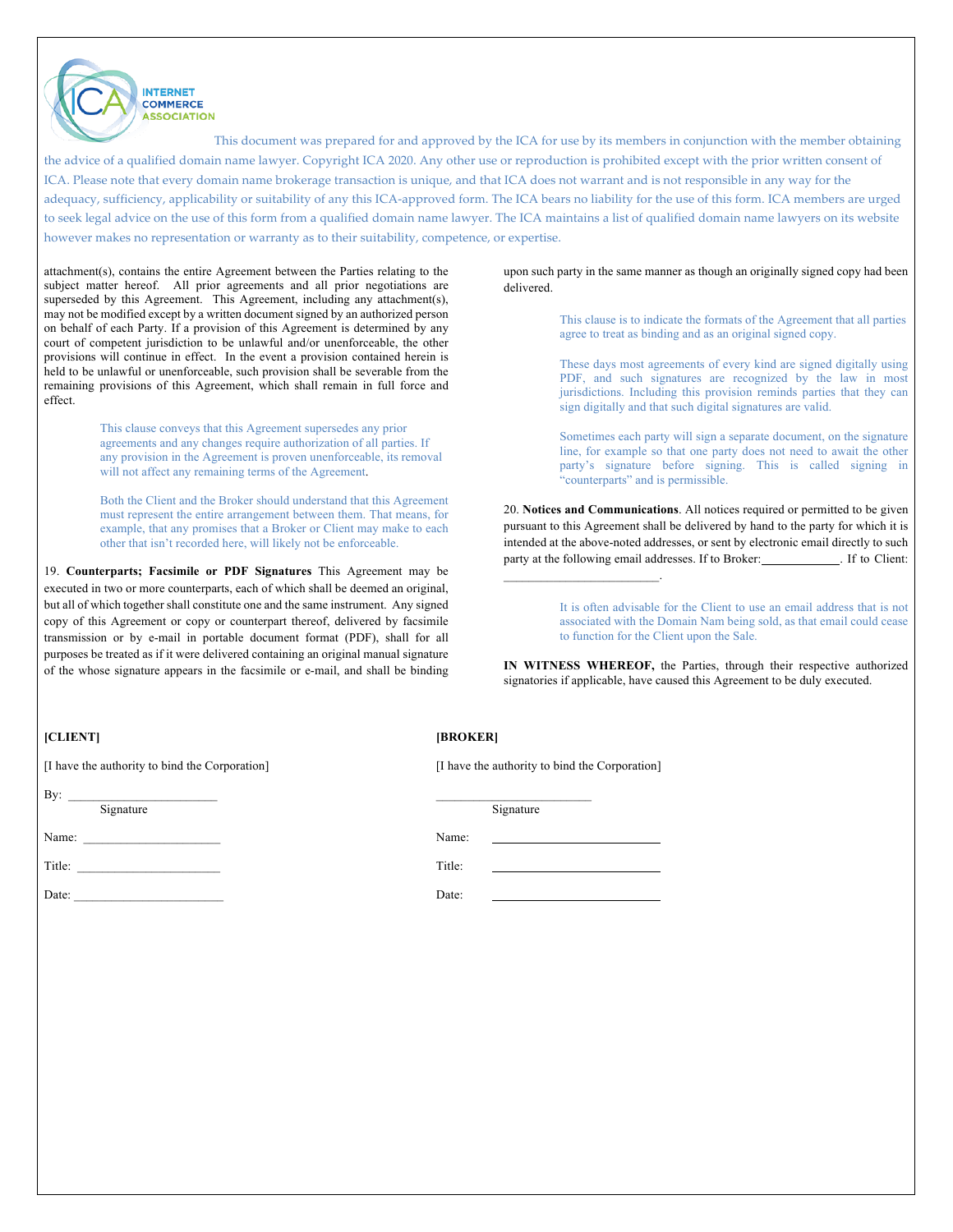INTERNET COMMERCE ASSOCIATION

This document was prepared for and approved by the ICA for use by its members in conjunction with the member obtaining the advice of a qualified domain name lawyer. Copyright ICA 2020. Any other use or reproduction is prohibited except with the prior written consent of ICA. Please note that every domain name brokerage transaction is unique, and that ICA does not warrant and is not responsible in any way for the adequacy, sufficiency, applicability or suitability of any this ICA-approved form. The ICA bears no liability for the use of this form. ICA members are urged to seek legal advice on the use of this form from a qualified domain name lawyer. The ICA maintains a list of qualified domain name lawyers on its website however makes no representation or warranty as to their suitability, competence, or expertise.

attachment(s), contains the entire Agreement between the Parties relating to the subject matter hereof. All prior agreements and all prior negotiations are superseded by this Agreement. This Agreement, including any attachment(s), may not be modified except by a written document signed by an authorized person on behalf of each Party. If a provision of this Agreement is determined by any court of competent jurisdiction to be unlawful and/or unenforceable, the other provisions will continue in effect. In the event a provision contained herein is held to be unlawful or unenforceable, such provision shall be severable from the remaining provisions of this Agreement, which shall remain in full force and effect.

> This clause conveys that this Agreement supersedes any prior agreements and any changes require authorization of all parties. If any provision in the Agreement is proven unenforceable, its removal will not affect any remaining terms of the Agreement.
>
> Both the Client and the Broker should understand that this Agreement must represent the entire arrangement between them. That means, for example, that any promises that a Broker or Client may make to each other that isn't recorded here, will likely not be enforceable.

19. **Counterparts; Facsimile or PDF Signatures** This Agreement may be executed in two or more counterparts, each of which shall be deemed an original, but all of which together shall constitute one and the same instrument. Any signed copy of this Agreement or copy or counterpart thereof, delivered by facsimile transmission or by e-mail in portable document format (PDF), shall for all purposes be treated as if it were delivered containing an original manual signature of the whose signature appears in the facsimile or e-mail, and shall be binding upon such party in the same manner as though an originally signed copy had been delivered.

> This clause is to indicate the formats of the Agreement that all parties agree to treat as binding and as an original signed copy.
>
> These days most agreements of every kind are signed digitally using PDF, and such signatures are recognized by the law in most jurisdictions. Including this provision reminds parties that they can sign digitally and that such digital signatures are valid.
>
> Sometimes each party will sign a separate document, on the signature line, for example so that one party does not need to await the other party's signature before signing. This is called signing in "counterparts" and is permissible.

20. **Notices and Communications**. All notices required or permitted to be given pursuant to this Agreement shall be delivered by hand to the party for which it is intended at the above-noted addresses, or sent by electronic email directly to such party at the following email addresses. If to Broker:____________. If to Client: ________________________.

> It is often advisable for the Client to use an email address that is not associated with the Domain Nam being sold, as that email could cease to function for the Client upon the Sale.

**IN WITNESS WHEREOF,** the Parties, through their respective authorized signatories if applicable, have caused this Agreement to be duly executed.

**[CLIENT]**

[I have the authority to bind the Corporation]

By: ________________________
Signature

Name: ______________________

Title: ______________________

Date: ______________________

**[BROKER]**

[I have the authority to bind the Corporation]

________________________
Signature

Name: ______________________

Title: ______________________

Date: ______________________